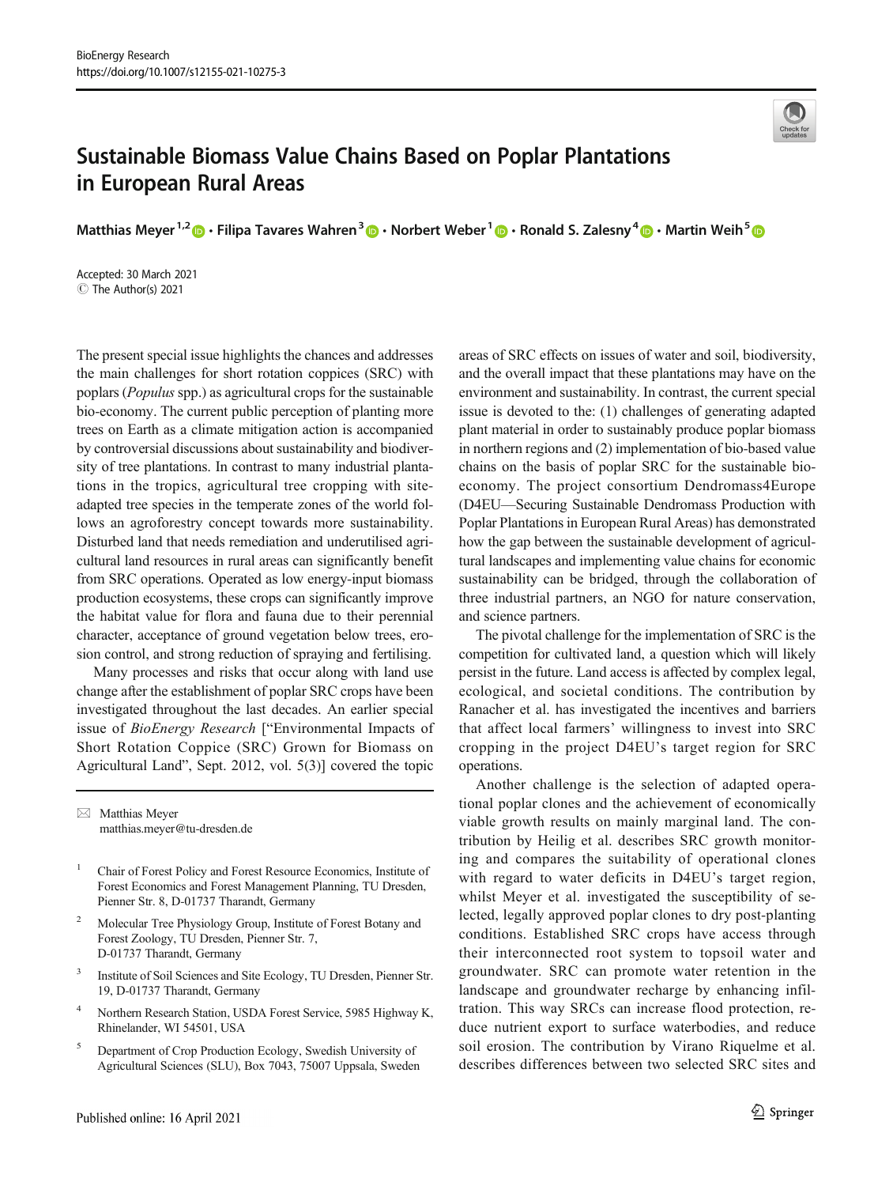# Sustainable Biomass Value Chains Based on Poplar Plantations in European Rural Areas

Matthias Meyer[1,2] · Filipa Tavares Wahren[3] · Norbert Weber[1] · Ronald S. Zalesny[4] · Martin Weih[5]

Accepted: 30 March 2021
© The Author(s) 2021

The present special issue highlights the chances and addresses the main challenges for short rotation coppices (SRC) with poplars (*Populus* spp.) as agricultural crops for the sustainable bio-economy. The current public perception of planting more trees on Earth as a climate mitigation action is accompanied by controversial discussions about sustainability and biodiversity of tree plantations. In contrast to many industrial plantations in the tropics, agricultural tree cropping with site-adapted tree species in the temperate zones of the world follows an agroforestry concept towards more sustainability. Disturbed land that needs remediation and underutilised agricultural land resources in rural areas can significantly benefit from SRC operations. Operated as low energy-input biomass production ecosystems, these crops can significantly improve the habitat value for flora and fauna due to their perennial character, acceptance of ground vegetation below trees, erosion control, and strong reduction of spraying and fertilising.

Many processes and risks that occur along with land use change after the establishment of poplar SRC crops have been investigated throughout the last decades. An earlier special issue of *BioEnergy Research* ["Environmental Impacts of Short Rotation Coppice (SRC) Grown for Biomass on Agricultural Land", Sept. 2012, vol. 5(3)] covered the topic areas of SRC effects on issues of water and soil, biodiversity, and the overall impact that these plantations may have on the environment and sustainability. In contrast, the current special issue is devoted to the: (1) challenges of generating adapted plant material in order to sustainably produce poplar biomass in northern regions and (2) implementation of bio-based value chains on the basis of poplar SRC for the sustainable bio-economy. The project consortium Dendromass4Europe (D4EU—Securing Sustainable Dendromass Production with Poplar Plantations in European Rural Areas) has demonstrated how the gap between the sustainable development of agricultural landscapes and implementing value chains for economic sustainability can be bridged, through the collaboration of three industrial partners, an NGO for nature conservation, and science partners.

The pivotal challenge for the implementation of SRC is the competition for cultivated land, a question which will likely persist in the future. Land access is affected by complex legal, ecological, and societal conditions. The contribution by Ranacher et al. has investigated the incentives and barriers that affect local farmers' willingness to invest into SRC cropping in the project D4EU's target region for SRC operations.

Another challenge is the selection of adapted operational poplar clones and the achievement of economically viable growth results on mainly marginal land. The contribution by Heilig et al. describes SRC growth monitoring and compares the suitability of operational clones with regard to water deficits in D4EU's target region, whilst Meyer et al. investigated the susceptibility of selected, legally approved poplar clones to dry post-planting conditions. Established SRC crops have access through their interconnected root system to topsoil water and groundwater. SRC can promote water retention in the landscape and groundwater recharge by enhancing infiltration. This way SRCs can increase flood protection, reduce nutrient export to surface waterbodies, and reduce soil erosion. The contribution by Virano Riquelme et al. describes differences between two selected SRC sites and

---

✉ Matthias Meyer
matthias.meyer@tu-dresden.de

1. Chair of Forest Policy and Forest Resource Economics, Institute of Forest Economics and Forest Management Planning, TU Dresden, Pienner Str. 8, D-01737 Tharandt, Germany
2. Molecular Tree Physiology Group, Institute of Forest Botany and Forest Zoology, TU Dresden, Pienner Str. 7, D-01737 Tharandt, Germany
3. Institute of Soil Sciences and Site Ecology, TU Dresden, Pienner Str. 19, D-01737 Tharandt, Germany
4. Northern Research Station, USDA Forest Service, 5985 Highway K, Rhinelander, WI 54501, USA
5. Department of Crop Production Ecology, Swedish University of Agricultural Sciences (SLU), Box 7043, 75007 Uppsala, Sweden

Published online: 16 April 2021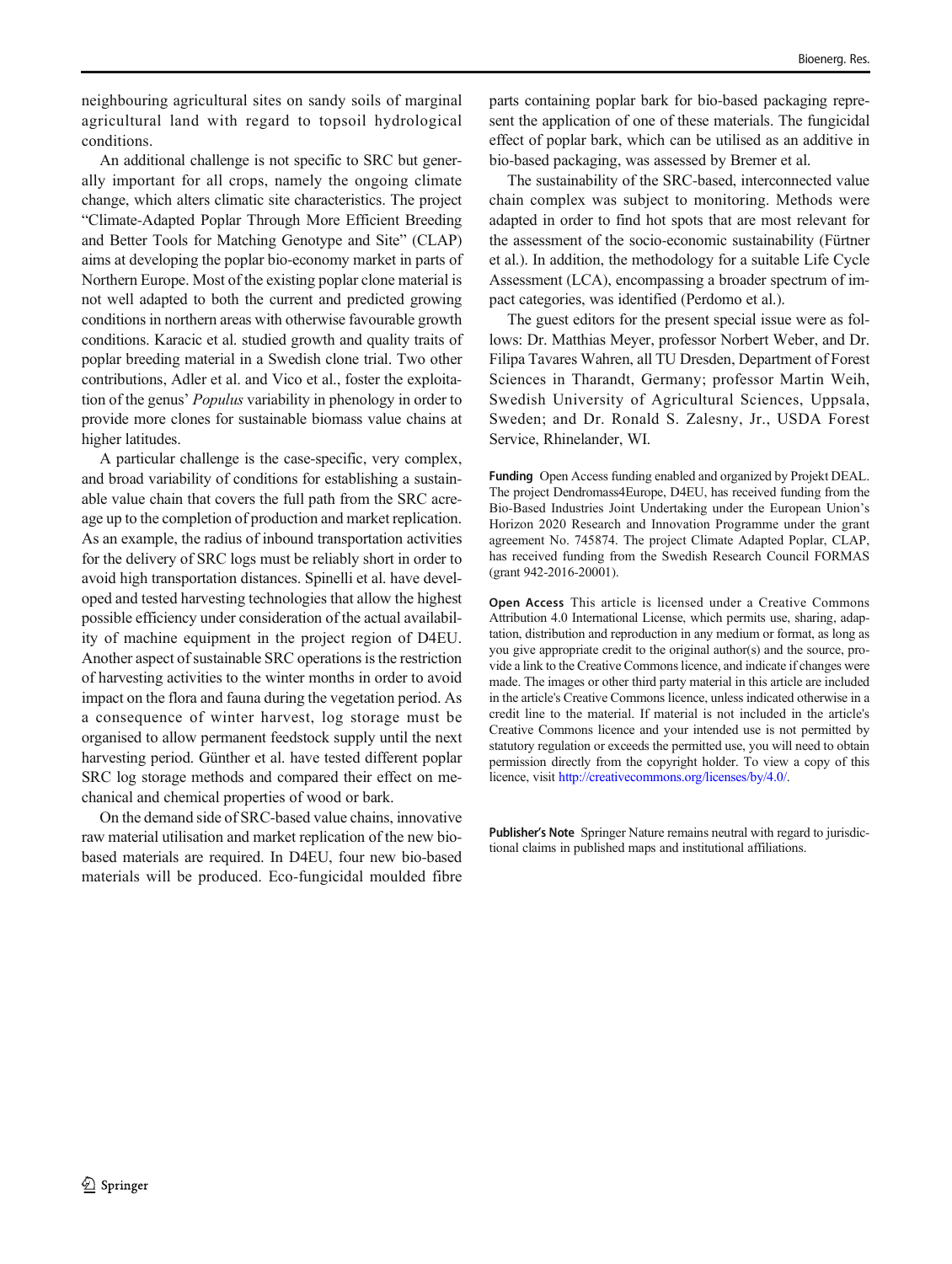neighbouring agricultural sites on sandy soils of marginal agricultural land with regard to topsoil hydrological conditions.

An additional challenge is not specific to SRC but generally important for all crops, namely the ongoing climate change, which alters climatic site characteristics. The project "Climate-Adapted Poplar Through More Efficient Breeding and Better Tools for Matching Genotype and Site" (CLAP) aims at developing the poplar bio-economy market in parts of Northern Europe. Most of the existing poplar clone material is not well adapted to both the current and predicted growing conditions in northern areas with otherwise favourable growth conditions. Karacic et al. studied growth and quality traits of poplar breeding material in a Swedish clone trial. Two other contributions, Adler et al. and Vico et al., foster the exploitation of the genus' *Populus* variability in phenology in order to provide more clones for sustainable biomass value chains at higher latitudes.

A particular challenge is the case-specific, very complex, and broad variability of conditions for establishing a sustainable value chain that covers the full path from the SRC acreage up to the completion of production and market replication. As an example, the radius of inbound transportation activities for the delivery of SRC logs must be reliably short in order to avoid high transportation distances. Spinelli et al. have developed and tested harvesting technologies that allow the highest possible efficiency under consideration of the actual availability of machine equipment in the project region of D4EU. Another aspect of sustainable SRC operations is the restriction of harvesting activities to the winter months in order to avoid impact on the flora and fauna during the vegetation period. As a consequence of winter harvest, log storage must be organised to allow permanent feedstock supply until the next harvesting period. Günther et al. have tested different poplar SRC log storage methods and compared their effect on mechanical and chemical properties of wood or bark.

On the demand side of SRC-based value chains, innovative raw material utilisation and market replication of the new bio-based materials are required. In D4EU, four new bio-based materials will be produced. Eco-fungicidal moulded fibre parts containing poplar bark for bio-based packaging represent the application of one of these materials. The fungicidal effect of poplar bark, which can be utilised as an additive in bio-based packaging, was assessed by Bremer et al.

The sustainability of the SRC-based, interconnected value chain complex was subject to monitoring. Methods were adapted in order to find hot spots that are most relevant for the assessment of the socio-economic sustainability (Fürtner et al.). In addition, the methodology for a suitable Life Cycle Assessment (LCA), encompassing a broader spectrum of impact categories, was identified (Perdomo et al.).

The guest editors for the present special issue were as follows: Dr. Matthias Meyer, professor Norbert Weber, and Dr. Filipa Tavares Wahren, all TU Dresden, Department of Forest Sciences in Tharandt, Germany; professor Martin Weih, Swedish University of Agricultural Sciences, Uppsala, Sweden; and Dr. Ronald S. Zalesny, Jr., USDA Forest Service, Rhinelander, WI.

**Funding** Open Access funding enabled and organized by Projekt DEAL. The project Dendromass4Europe, D4EU, has received funding from the Bio-Based Industries Joint Undertaking under the European Union's Horizon 2020 Research and Innovation Programme under the grant agreement No. 745874. The project Climate Adapted Poplar, CLAP, has received funding from the Swedish Research Council FORMAS (grant 942-2016-20001).

**Open Access** This article is licensed under a Creative Commons Attribution 4.0 International License, which permits use, sharing, adaptation, distribution and reproduction in any medium or format, as long as you give appropriate credit to the original author(s) and the source, provide a link to the Creative Commons licence, and indicate if changes were made. The images or other third party material in this article are included in the article's Creative Commons licence, unless indicated otherwise in a credit line to the material. If material is not included in the article's Creative Commons licence and your intended use is not permitted by statutory regulation or exceeds the permitted use, you will need to obtain permission directly from the copyright holder. To view a copy of this licence, visit http://creativecommons.org/licenses/by/4.0/.

**Publisher's Note** Springer Nature remains neutral with regard to jurisdictional claims in published maps and institutional affiliations.